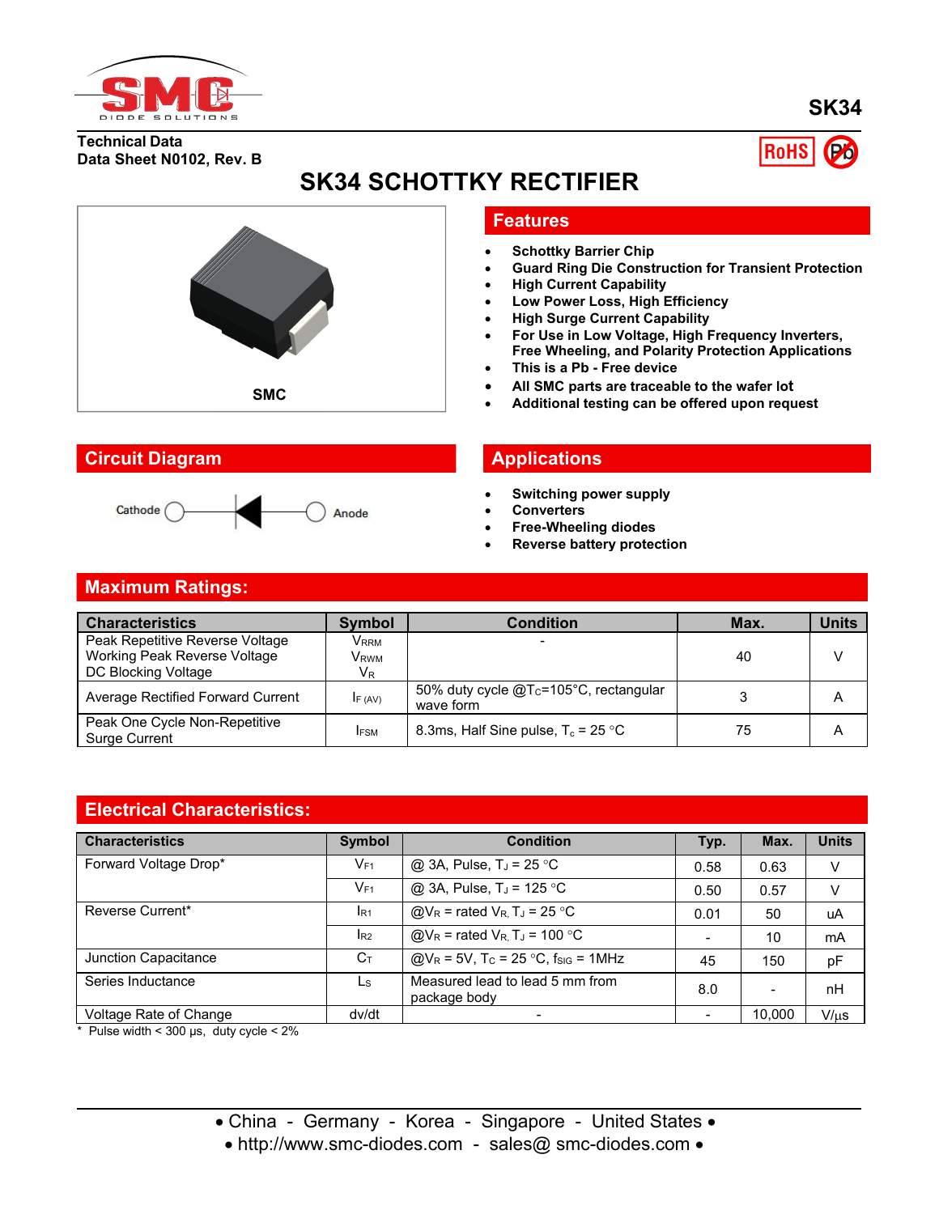SK34

**Technical Data**
**Data Sheet N0102, Rev. B**

RoHS Pb

# SK34 SCHOTTKY RECTIFIER

SMC

## Features

- Schottky Barrier Chip
- Guard Ring Die Construction for Transient Protection
- High Current Capability
- Low Power Loss, High Efficiency
- High Surge Current Capability
- For Use in Low Voltage, High Frequency Inverters, Free Wheeling, and Polarity Protection Applications
- This is a Pb - Free device
- All SMC parts are traceable to the wafer lot
- Additional testing can be offered upon request

## Circuit Diagram

Cathode — Anode

## Applications

- Switching power supply
- Converters
- Free-Wheeling diodes
- Reverse battery protection

## Maximum Ratings:

| Characteristics | Symbol | Condition | Max. | Units |
|---|---|---|---|---|
| Peak Repetitive Reverse Voltage<br>Working Peak Reverse Voltage<br>DC Blocking Voltage | $V_{RRM}$<br>$V_{RWM}$<br>$V_R$ | - | 40 | V |
| Average Rectified Forward Current | $I_{F\,(AV)}$ | 50% duty cycle @$T_C$=105°C, rectangular wave form | 3 | A |
| Peak One Cycle Non-Repetitive Surge Current | $I_{FSM}$ | 8.3ms, Half Sine pulse, $T_c$ = 25 °C | 75 | A |

## Electrical Characteristics:

| Characteristics | Symbol | Condition | Typ. | Max. | Units |
|---|---|---|---|---|---|
| Forward Voltage Drop* | $V_{F1}$ | @ 3A, Pulse, $T_J$ = 25 °C | 0.58 | 0.63 | V |
| | $V_{F1}$ | @ 3A, Pulse, $T_J$ = 125 °C | 0.50 | 0.57 | V |
| Reverse Current* | $I_{R1}$ | @$V_R$ = rated $V_R$, $T_J$ = 25 °C | 0.01 | 50 | uA |
| | $I_{R2}$ | @$V_R$ = rated $V_R$, $T_J$ = 100 °C | - | 10 | mA |
| Junction Capacitance | $C_T$ | @$V_R$ = 5V, $T_C$ = 25 °C, $f_{SIG}$ = 1MHz | 45 | 150 | pF |
| Series Inductance | $L_S$ | Measured lead to lead 5 mm from package body | 8.0 | - | nH |
| Voltage Rate of Change | dv/dt | - | - | 10,000 | V/μs |

\* Pulse width < 300 μs, duty cycle < 2%

• China - Germany - Korea - Singapore - United States •
• http://www.smc-diodes.com - sales@ smc-diodes.com •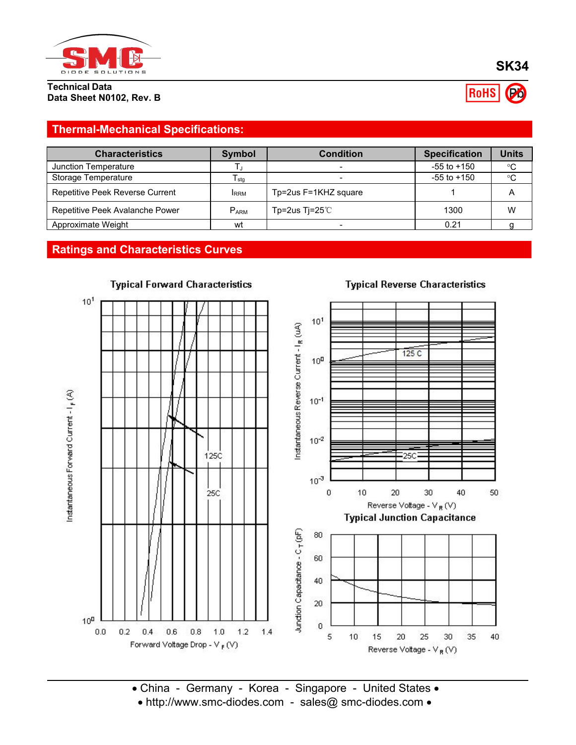SK34

Technical Data
Data Sheet N0102, Rev. B

## Thermal-Mechanical Specifications:

| Characteristics | Symbol | Condition | Specification | Units |
|---|---|---|---|---|
| Junction Temperature | $T_J$ | - | -55 to +150 | °C |
| Storage Temperature | $T_{stg}$ | - | -55 to +150 | °C |
| Repetitive Peek Reverse Current | $I_{RRM}$ | Tp=2us F=1KHZ square | 1 | A |
| Repetitive Peek Avalanche Power | $P_{ARM}$ | Tp=2us Tj=25℃ | 1300 | W |
| Approximate Weight | wt | - | 0.21 | g |

## Ratings and Characteristics Curves

Typical Forward Characteristics

Typical Reverse Characteristics

Typical Junction Capacitance

• China - Germany - Korea - Singapore - United States •
• http://www.smc-diodes.com - sales@ smc-diodes.com •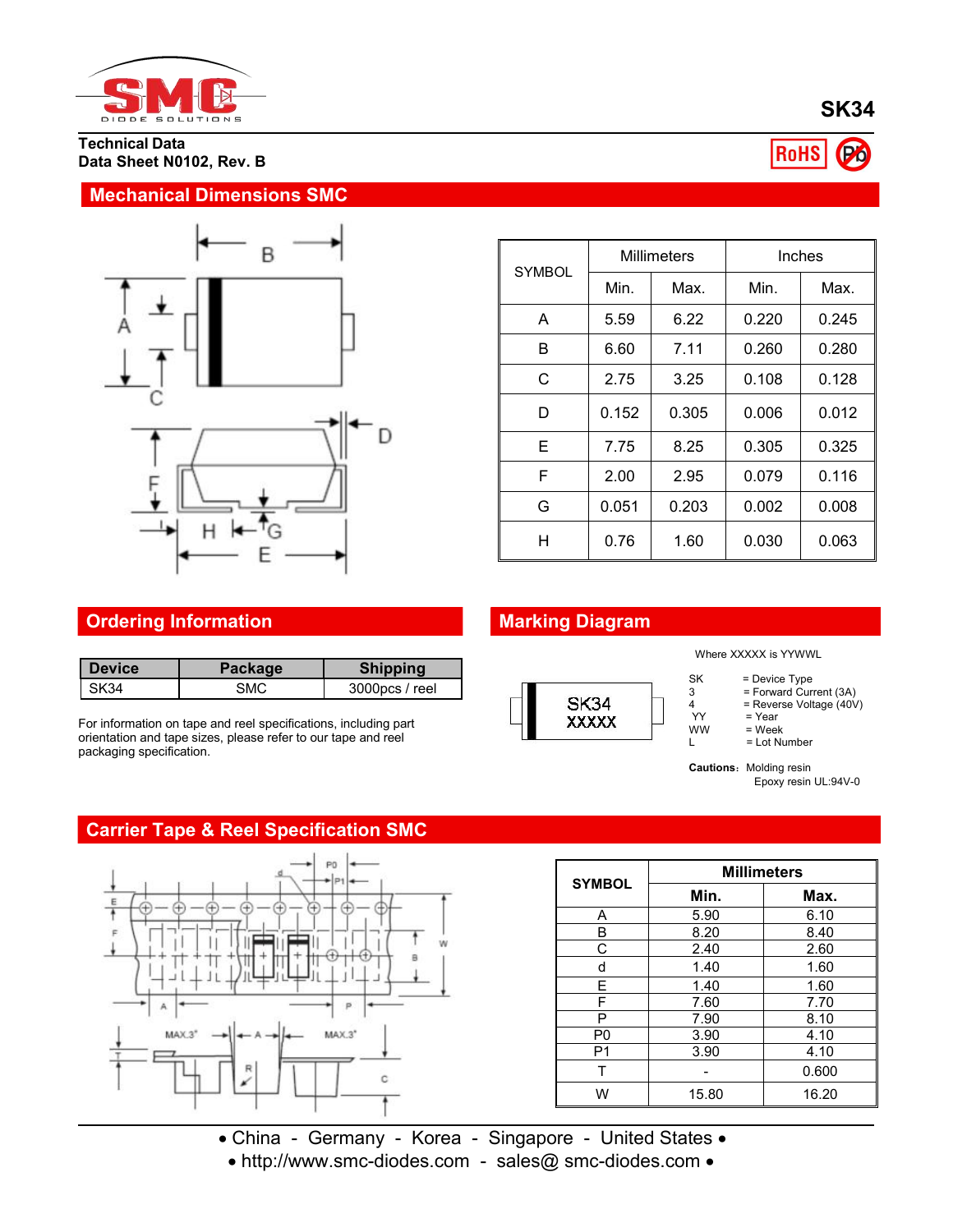SK34

Technical Data
Data Sheet N0102, Rev. B

RoHS Pb

## Mechanical Dimensions SMC

| SYMBOL | Millimeters | | Inches | |
|---|---|---|---|---|
| | Min. | Max. | Min. | Max. |
| A | 5.59 | 6.22 | 0.220 | 0.245 |
| B | 6.60 | 7.11 | 0.260 | 0.280 |
| C | 2.75 | 3.25 | 0.108 | 0.128 |
| D | 0.152 | 0.305 | 0.006 | 0.012 |
| E | 7.75 | 8.25 | 0.305 | 0.325 |
| F | 2.00 | 2.95 | 0.079 | 0.116 |
| G | 0.051 | 0.203 | 0.002 | 0.008 |
| H | 0.76 | 1.60 | 0.030 | 0.063 |

## Ordering Information

| Device | Package | Shipping |
|---|---|---|
| SK34 | SMC | 3000pcs / reel |

For information on tape and reel specifications, including part orientation and tape sizes, please refer to our tape and reel packaging specification.

## Marking Diagram

SK34
XXXXX

Where XXXXX is YYWWL

- SK = Device Type
- 3 = Forward Current (3A)
- 4 = Reverse Voltage (40V)
- YY = Year
- WW = Week
- L = Lot Number

**Cautions**: Molding resin
Epoxy resin UL:94V-0

## Carrier Tape & Reel Specification SMC

| SYMBOL | Millimeters | |
|---|---|---|
| | Min. | Max. |
| A | 5.90 | 6.10 |
| B | 8.20 | 8.40 |
| C | 2.40 | 2.60 |
| d | 1.40 | 1.60 |
| E | 1.40 | 1.60 |
| F | 7.60 | 7.70 |
| P | 7.90 | 8.10 |
| P0 | 3.90 | 4.10 |
| P1 | 3.90 | 4.10 |
| T | - | 0.600 |
| W | 15.80 | 16.20 |

• China - Germany - Korea - Singapore - United States •
• http://www.smc-diodes.com - sales@ smc-diodes.com •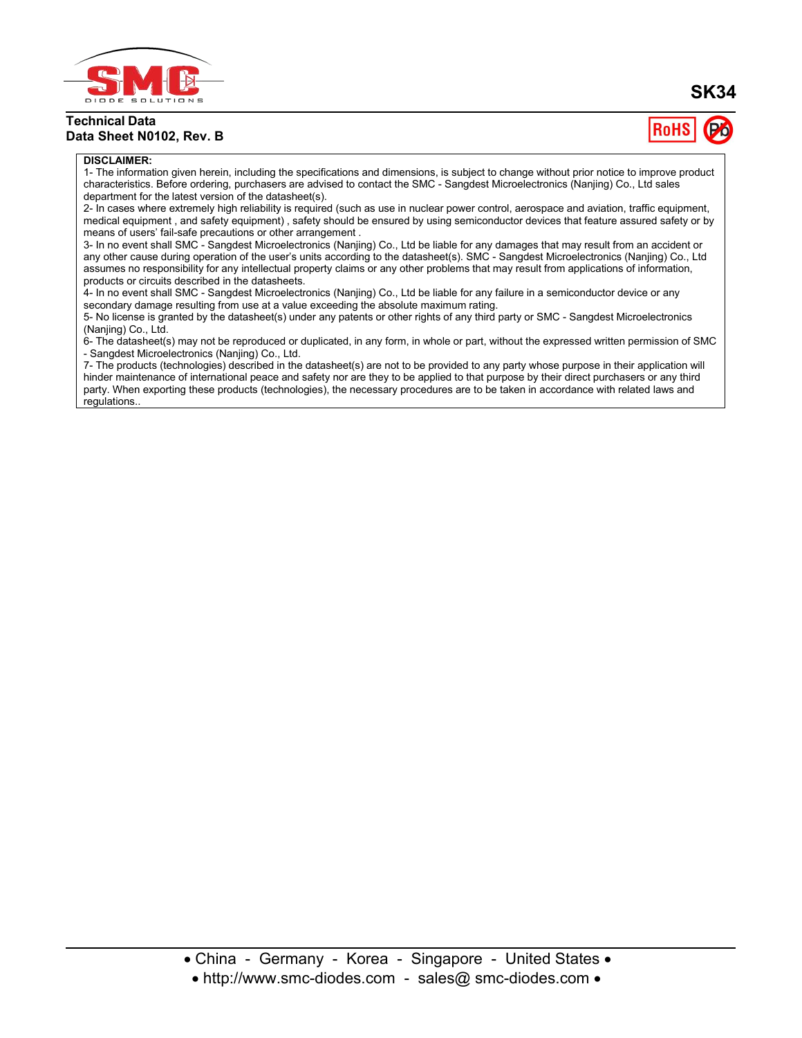**DISCLAIMER:**

1- The information given herein, including the specifications and dimensions, is subject to change without prior notice to improve product characteristics. Before ordering, purchasers are advised to contact the SMC - Sangdest Microelectronics (Nanjing) Co., Ltd sales department for the latest version of the datasheet(s).

2- In cases where extremely high reliability is required (such as use in nuclear power control, aerospace and aviation, traffic equipment, medical equipment , and safety equipment) , safety should be ensured by using semiconductor devices that feature assured safety or by means of users' fail-safe precautions or other arrangement .

3- In no event shall SMC - Sangdest Microelectronics (Nanjing) Co., Ltd be liable for any damages that may result from an accident or any other cause during operation of the user's units according to the datasheet(s). SMC - Sangdest Microelectronics (Nanjing) Co., Ltd assumes no responsibility for any intellectual property claims or any other problems that may result from applications of information, products or circuits described in the datasheets.

4- In no event shall SMC - Sangdest Microelectronics (Nanjing) Co., Ltd be liable for any failure in a semiconductor device or any secondary damage resulting from use at a value exceeding the absolute maximum rating.

5- No license is granted by the datasheet(s) under any patents or other rights of any third party or SMC - Sangdest Microelectronics (Nanjing) Co., Ltd.

6- The datasheet(s) may not be reproduced or duplicated, in any form, in whole or part, without the expressed written permission of SMC - Sangdest Microelectronics (Nanjing) Co., Ltd.

7- The products (technologies) described in the datasheet(s) are not to be provided to any party whose purpose in their application will hinder maintenance of international peace and safety nor are they to be applied to that purpose by their direct purchasers or any third party. When exporting these products (technologies), the necessary procedures are to be taken in accordance with related laws and regulations..